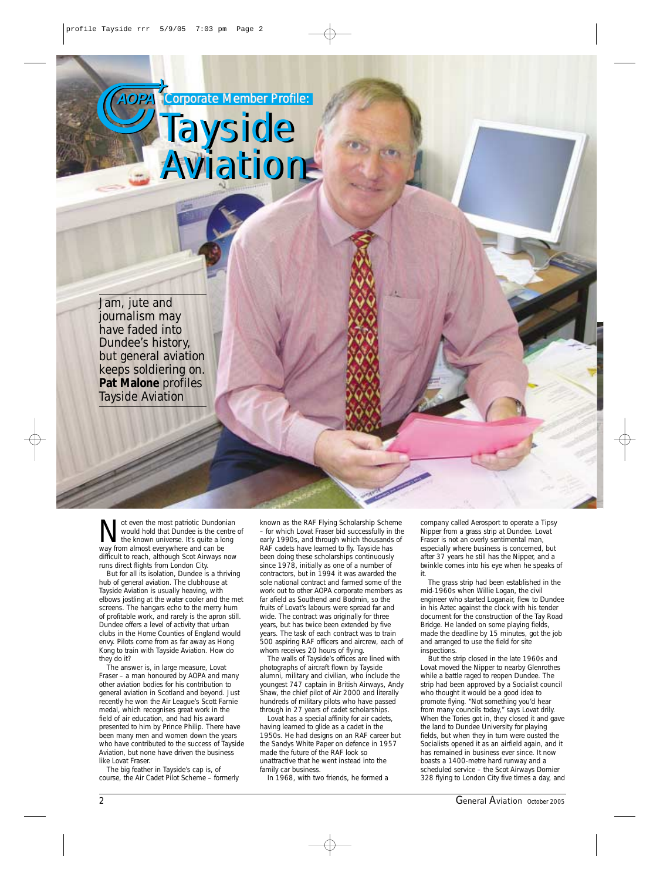AOPA Corporate Member Profile:

# Tayside Aviation

*Jam, jute and journalism may have faded into Dundee's history, but general aviation keeps soldiering on. **Pat Malone** profiles Tayside Aviation*

Not even the most patriotic Dundonian would hold that Dundee is the centre of the known universe. It's quite a long way from almost everywhere and can be difficult to reach, although Scot Airways now runs direct flights from London City.

But for all its isolation, Dundee is a thriving hub of general aviation. The clubhouse at Tayside Aviation is usually heaving, with elbows jostling at the water cooler and the met screens. The hangars echo to the merry hum of profitable work, and rarely is the apron still. Dundee offers a level of activity that urban clubs in the Home Counties of England would envy. Pilots come from as far away as Hong Kong to train with Tayside Aviation. How do they do it?

The answer is, in large measure, Lovat Fraser – a man honoured by AOPA and many other aviation bodies for his contribution to general aviation in Scotland and beyond. Just recently he won the Air League's Scott Farnie medal, which recognises great work in the field of air education, and had his award presented to him by Prince Philip. There have been many men and women down the years who have contributed to the success of Tayside Aviation, but none have driven the business like Lovat Fraser.

The big feather in Tayside's cap is, of course, the Air Cadet Pilot Scheme – formerly known as the RAF Flying Scholarship Scheme – for which Lovat Fraser bid successfully in the early 1990s, and through which thousands of RAF cadets have learned to fly. Tayside has been doing these scholarships continuously since 1978, initially as one of a number of contractors, but in 1994 it was awarded the sole national contract and farmed some of the work out to other AOPA corporate members as far afield as Southend and Bodmin, so the fruits of Lovat's labours were spread far and wide. The contract was originally for three years, but has since been extended by five years. The task of each contract was to train 500 aspiring RAF officers and aircrew, each of whom receives 20 hours of flying.

The walls of Tayside's offices are lined with photographs of aircraft flown by Tayside alumni, military and civilian, who include the youngest 747 captain in British Airways, Andy Shaw, the chief pilot of Air 2000 and literally hundreds of military pilots who have passed through in 27 years of cadet scholarships.

Lovat has a special affinity for air cadets, having learned to glide as a cadet in the 1950s. He had designs on an RAF career but the Sandys White Paper on defence in 1957 made the future of the RAF look so unattractive that he went instead into the family car business.

In 1968, with two friends, he formed a company called Aerosport to operate a Tipsy Nipper from a grass strip at Dundee. Lovat Fraser is not an overly sentimental man, especially where business is concerned, but after 37 years he still has the Nipper, and a twinkle comes into his eye when he speaks of it.

The grass strip had been established in the mid-1960s when Willie Logan, the civil engineer who started Loganair, flew to Dundee in his Aztec against the clock with his tender document for the construction of the Tay Road Bridge. He landed on some playing fields, made the deadline by 15 minutes, got the job and arranged to use the field for site inspections.

But the strip closed in the late 1960s and Lovat moved the Nipper to nearby Glenrothes while a battle raged to reopen Dundee. The strip had been approved by a Socialist council who thought it would be a good idea to promote flying. "Not something you'd hear from many councils today," says Lovat drily. When the Tories got in, they closed it and gave the land to Dundee University for playing fields, but when they in turn were ousted the Socialists opened it as an airfield again, and it has remained in business ever since. It now boasts a 1400-metre hard runway and a scheduled service – the Scot Airways Dornier 328 flying to London City five times a day, and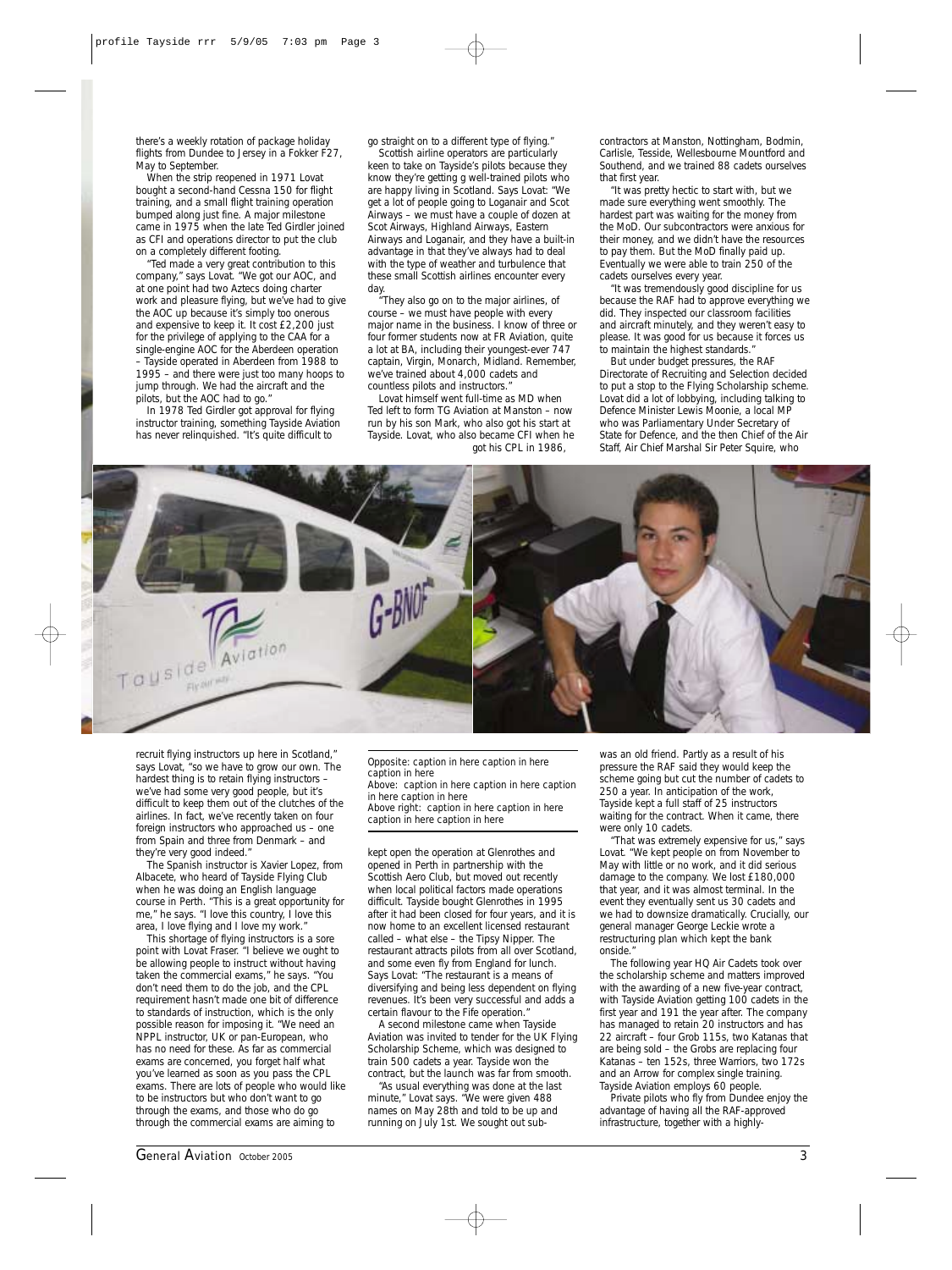there's a weekly rotation of package holiday flights from Dundee to Jersey in a Fokker F27, May to September.

When the strip reopened in 1971 Lovat bought a second-hand Cessna 150 for flight training, and a small flight training operation bumped along just fine. A major milestone came in 1975 when the late Ted Girdler joined as CFI and operations director to put the club on a completely different footing.

"Ted made a very great contribution to this company," says Lovat. "We got our AOC, and at one point had two Aztecs doing charter work and pleasure flying, but we've had to give the AOC up because it's simply too onerous and expensive to keep it. It cost £2,200 just for the privilege of applying to the CAA for a single-engine AOC for the Aberdeen operation – Tayside operated in Aberdeen from 1988 to 1995 – and there were just too many hoops to jump through. We had the aircraft and the pilots, but the AOC had to go."

In 1978 Ted Girdler got approval for flying instructor training, something Tayside Aviation has never relinquished. "It's quite difficult to go straight on to a different type of flying."

Scottish airline operators are particularly keen to take on Tayside's pilots because they know they're getting g well-trained pilots who are happy living in Scotland. Says Lovat: "We get a lot of people going to Loganair and Scot Airways – we must have a couple of dozen at Scot Airways, Highland Airways, Eastern Airways and Loganair, and they have a built-in advantage in that they've always had to deal with the type of weather and turbulence that these small Scottish airlines encounter every day.

"They also go on to the major airlines, of course – we must have people with every major name in the business. I know of three or four former students now at FR Aviation, quite a lot at BA, including their youngest-ever 747 captain, Virgin, Monarch, Midland. Remember, we've trained about 4,000 cadets and countless pilots and instructors."

Lovat himself went full-time as MD when Ted left to form TG Aviation at Manston – now run by his son Mark, who also got his start at Tayside. Lovat, who also became CFI when he got his CPL in 1986, kept open the operation at Glenrothes and opened in Perth in partnership with the Scottish Aero Club, but moved out recently when local political factors made operations difficult. Tayside bought Glenrothes in 1995 after it had been closed for four years, and it is now home to an excellent licensed restaurant called – what else – the Tipsy Nipper. The restaurant attracts pilots from all over Scotland, and some even fly from England for lunch. Says Lovat: "The restaurant is a means of diversifying and being less dependent on flying revenues. It's been very successful and adds a certain flavour to the Fife operation."

A second milestone came when Tayside Aviation was invited to tender for the UK Flying Scholarship Scheme, which was designed to train 500 cadets a year. Tayside won the contract, but the launch was far from smooth.

"As usual everything was done at the last minute," Lovat says. "We were given 488 names on May 28th and told to be up and running on July 1st. We sought out sub-contractors at Manston, Nottingham, Bodmin, Carlisle, Tesside, Wellesbourne Mountford and Southend, and we trained 88 cadets ourselves that first year.

"It was pretty hectic to start with, but we made sure everything went smoothly. The hardest part was waiting for the money from the MoD. Our subcontractors were anxious for their money, and we didn't have the resources to pay them. But the MoD finally paid up. Eventually we were able to train 250 of the cadets ourselves every year.

"It was tremendously good discipline for us because the RAF had to approve everything we did. They inspected our classroom facilities and aircraft minutely, and they weren't easy to please. It was good for us because it forces us to maintain the highest standards."

But under budget pressures, the RAF Directorate of Recruiting and Selection decided to put a stop to the Flying Scholarship scheme. Lovat did a lot of lobbying, including talking to Defence Minister Lewis Moonie, a local MP who was Parliamentary Under Secretary of State for Defence, and the then Chief of the Air Staff, Air Chief Marshal Sir Peter Squire, who was an old friend. Partly as a result of his pressure the RAF said they would keep the scheme going but cut the number of cadets to 250 a year. In anticipation of the work, Tayside kept a full staff of 25 instructors waiting for the contract. When it came, there were only 10 cadets.

"That was extremely expensive for us," says Lovat. "We kept people on from November to May with little or no work, and it did serious damage to the company. We lost £180,000 that year, and it was almost terminal. In the event they eventually sent us 30 cadets and we had to downsize dramatically. Crucially, our general manager George Leckie wrote a restructuring plan which kept the bank onside."

The following year HQ Air Cadets took over the scholarship scheme and matters improved with the awarding of a new five-year contract, with Tayside Aviation getting 100 cadets in the first year and 191 the year after. The company has managed to retain 20 instructors and has 22 aircraft – four Grob 115s, two Katanas that are being sold – the Grobs are replacing four Katanas – ten 152s, three Warriors, two 172s and an Arrow for complex single training. Tayside Aviation employs 60 people.

Private pilots who fly from Dundee enjoy the advantage of having all the RAF-approved infrastructure, together with a highly-

recruit flying instructors up here in Scotland," says Lovat, "so we have to grow our own. The hardest thing is to retain flying instructors – we've had some very good people, but it's difficult to keep them out of the clutches of the airlines. In fact, we've recently taken on four foreign instructors who approached us – one from Spain and three from Denmark – and they're very good indeed."

The Spanish instructor is Xavier Lopez, from Albacete, who heard of Tayside Flying Club when he was doing an English language course in Perth. "This is a great opportunity for me," he says. "I love this country, I love this area, I love flying and I love my work."

This shortage of flying instructors is a sore point with Lovat Fraser. "I believe we ought to be allowing people to instruct without having taken the commercial exams," he says. "You don't need them to do the job, and the CPL requirement hasn't made one bit of difference to standards of instruction, which is the only possible reason for imposing it. "We need an NPPL instructor, UK or pan-European, who has no need for these. As far as commercial exams are concerned, you forget half what you've learned as soon as you pass the CPL exams. There are lots of people who would like to be instructors but who don't want to go through the exams, and those who do go through the commercial exams are aiming to

Opposite: caption in here caption in here caption in here
Above: caption in here caption in here caption in here caption in here
Above right: caption in here caption in here caption in here caption in here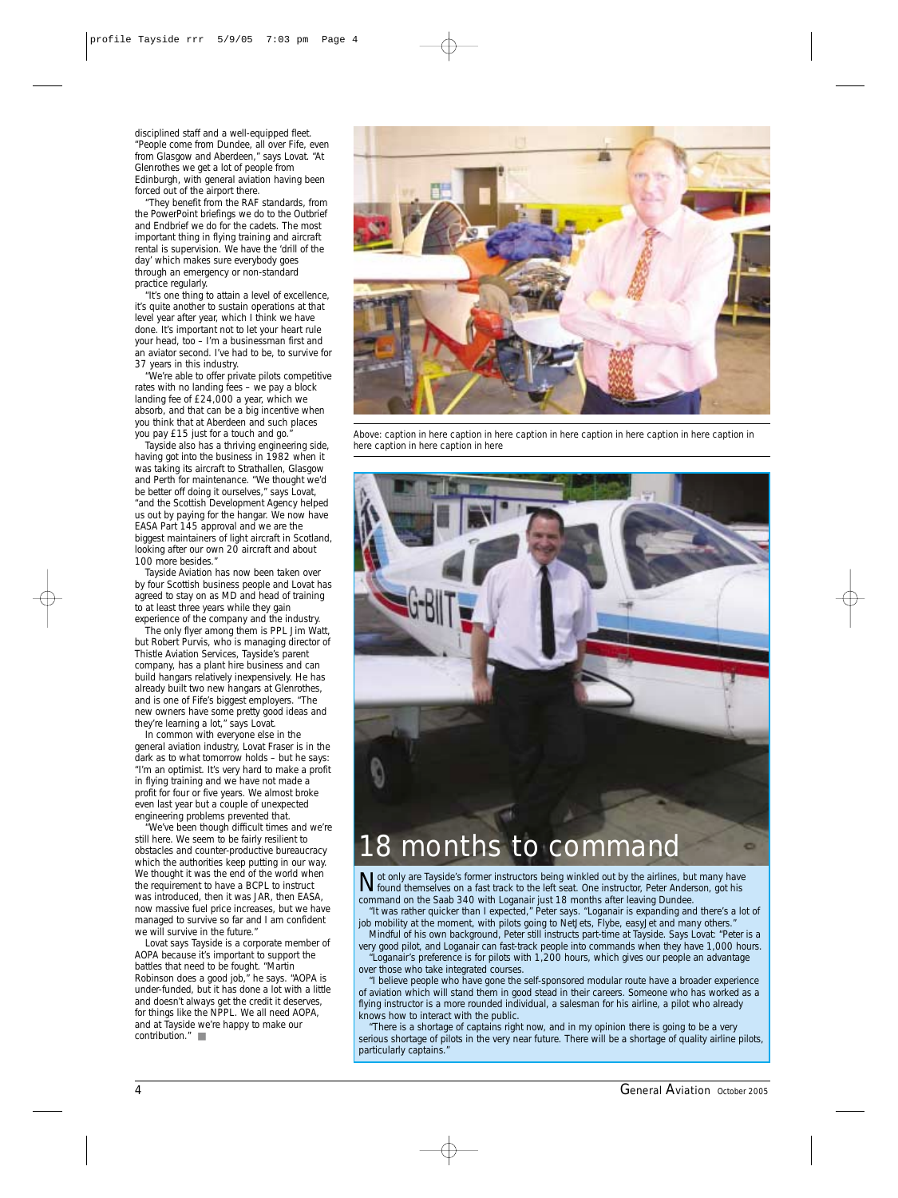disciplined staff and a well-equipped fleet. "People come from Dundee, all over Fife, even from Glasgow and Aberdeen," says Lovat. "At Glenrothes we get a lot of people from Edinburgh, with general aviation having been forced out of the airport there.

"They benefit from the RAF standards, from the PowerPoint briefings we do to the Outbrief and Endbrief we do for the cadets. The most important thing in flying training and aircraft rental is supervision. We have the 'drill of the day' which makes sure everybody goes through an emergency or non-standard practice regularly.

"It's one thing to attain a level of excellence, it's quite another to sustain operations at that level year after year, which I think we have done. It's important not to let your heart rule your head, too – I'm a businessman first and an aviator second. I've had to be, to survive for 37 years in this industry.

"We're able to offer private pilots competitive rates with no landing fees – we pay a block landing fee of £24,000 a year, which we absorb, and that can be a big incentive when you think that at Aberdeen and such places you pay £15 just for a touch and go."

Tayside also has a thriving engineering side, having got into the business in 1982 when it was taking its aircraft to Strathallen, Glasgow and Perth for maintenance. "We thought we'd be better off doing it ourselves," says Lovat, "and the Scottish Development Agency helped us out by paying for the hangar. We now have EASA Part 145 approval and we are the biggest maintainers of light aircraft in Scotland, looking after our own 20 aircraft and about 100 more besides."

Tayside Aviation has now been taken over by four Scottish business people and Lovat has agreed to stay on as MD and head of training to at least three years while they gain experience of the company and the industry.

The only flyer among them is PPL Jim Watt, but Robert Purvis, who is managing director of Thistle Aviation Services, Tayside's parent company, has a plant hire business and can build hangars relatively inexpensively. He has already built two new hangars at Glenrothes, and is one of Fife's biggest employers. "The new owners have some pretty good ideas and they're learning a lot," says Lovat.

In common with everyone else in the general aviation industry, Lovat Fraser is in the dark as to what tomorrow holds – but he says: "I'm an optimist. It's very hard to make a profit in flying training and we have not made a profit for four or five years. We almost broke even last year but a couple of unexpected engineering problems prevented that.

"We've been though difficult times and we're still here. We seem to be fairly resilient to obstacles and counter-productive bureaucracy which the authorities keep putting in our way. We thought it was the end of the world when the requirement to have a BCPL to instruct was introduced, then it was JAR, then EASA, now massive fuel price increases, but we have managed to survive so far and I am confident we will survive in the future."

Lovat says Tayside is a corporate member of AOPA because it's important to support the battles that need to be fought. "Martin Robinson does a good job," he says. "AOPA is under-funded, but it has done a lot with a little and doesn't always get the credit it deserves, for things like the NPPL. We all need AOPA, and at Tayside we're happy to make our contribution." ■

Above: caption in here caption in here caption in here caption in here caption in here caption in here caption in here caption in here

## 18 months to command

Not only are Tayside's former instructors being winkled out by the airlines, but many have found themselves on a fast track to the left seat. One instructor, Peter Anderson, got his command on the Saab 340 with Loganair just 18 months after leaving Dundee.

"It was rather quicker than I expected," Peter says. "Loganair is expanding and there's a lot of job mobility at the moment, with pilots going to NetJets, Flybe, easyJet and many others."

Mindful of his own background, Peter still instructs part-time at Tayside. Says Lovat: "Peter is a very good pilot, and Loganair can fast-track people into commands when they have 1,000 hours.

"Loganair's preference is for pilots with 1,200 hours, which gives our people an advantage over those who take integrated courses.

"I believe people who have gone the self-sponsored modular route have a broader experience of aviation which will stand them in good stead in their careers. Someone who has worked as a flying instructor is a more rounded individual, a salesman for his airline, a pilot who already knows how to interact with the public.

"There is a shortage of captains right now, and in my opinion there is going to be a very serious shortage of pilots in the very near future. There will be a shortage of quality airline pilots, particularly captains."